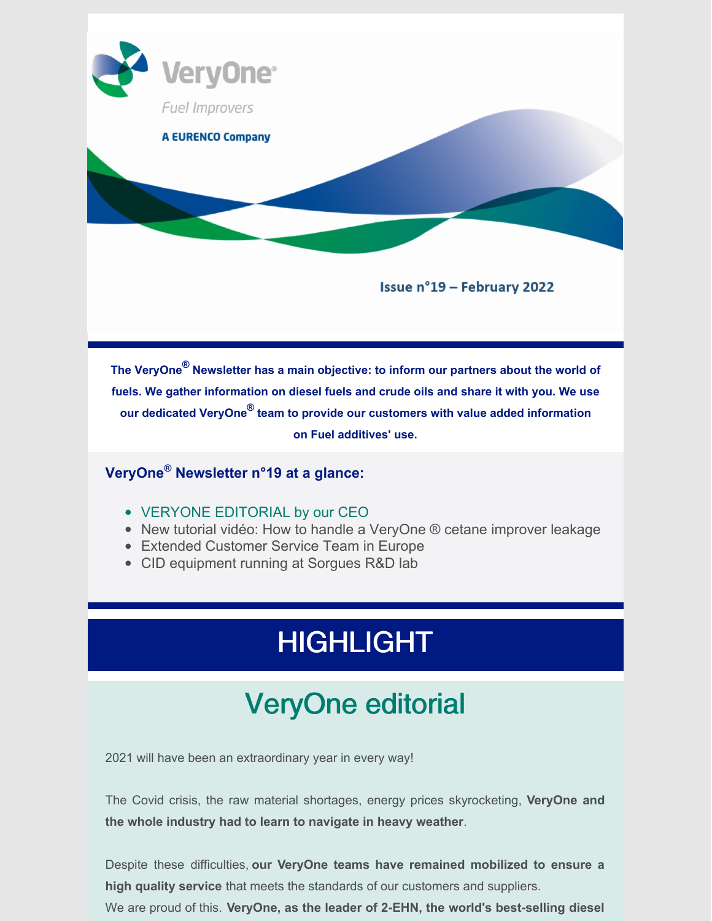VeryOne®

Fuel Improvers

A EURENCO Company

Issue n°19 – February 2022

**The VeryOne® Newsletter has a main objective: to inform our partners about the world of fuels. We gather information on diesel fuels and crude oils and share it with you. We use our dedicated VeryOne® team to provide our customers with value added information on Fuel additives' use.**

## VeryOne® Newsletter n°19 at a glance:

- VERYONE EDITORIAL by our CEO
- New tutorial vidéo: How to handle a VeryOne ® cetane improver leakage
- Extended Customer Service Team in Europe
- CID equipment running at Sorgues R&D lab

# HIGHLIGHT

## VeryOne editorial

2021 will have been an extraordinary year in every way!

The Covid crisis, the raw material shortages, energy prices skyrocketing, **VeryOne and the whole industry had to learn to navigate in heavy weather**.

Despite these difficulties, **our VeryOne teams have remained mobilized to ensure a high quality service** that meets the standards of our customers and suppliers.

We are proud of this. **VeryOne, as the leader of 2-EHN, the world's best-selling diesel**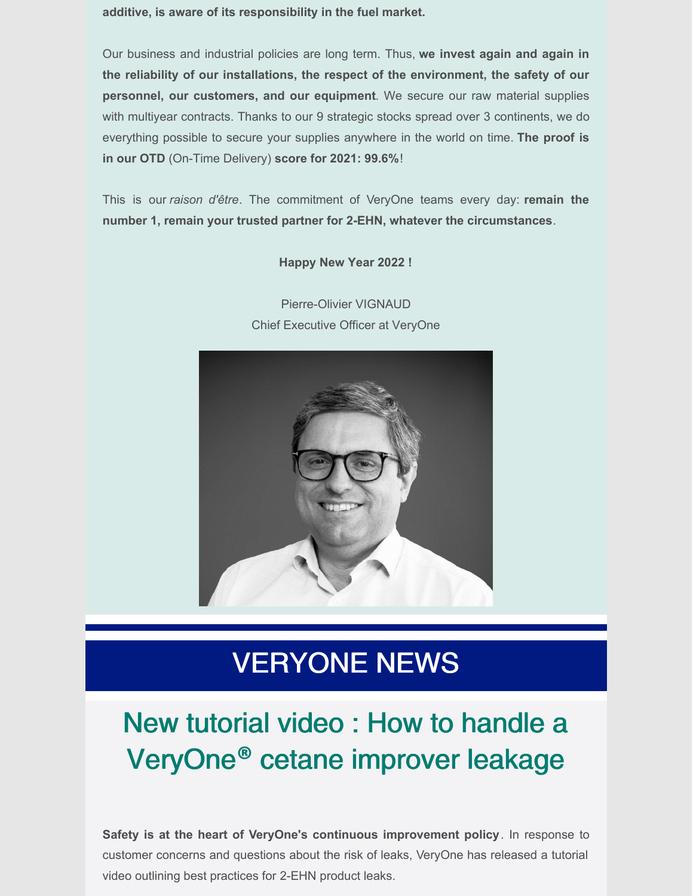**additive, is aware of its responsibility in the fuel market.**

Our business and industrial policies are long term. Thus, **we invest again and again in the reliability of our installations, the respect of the environment, the safety of our personnel, our customers, and our equipment**. We secure our raw material supplies with multiyear contracts. Thanks to our 9 strategic stocks spread over 3 continents, we do everything possible to secure your supplies anywhere in the world on time. **The proof is in our OTD** (On-Time Delivery) **score for 2021: 99.6%**!

This is our *raison d'être*. The commitment of VeryOne teams every day: **remain the number 1, remain your trusted partner for 2-EHN, whatever the circumstances**.

**Happy New Year 2022 !**

Pierre-Olivier VIGNAUD
Chief Executive Officer at VeryOne

# VERYONE NEWS

## New tutorial video : How to handle a VeryOne® cetane improver leakage

**Safety is at the heart of VeryOne's continuous improvement policy**. In response to customer concerns and questions about the risk of leaks, VeryOne has released a tutorial video outlining best practices for 2-EHN product leaks.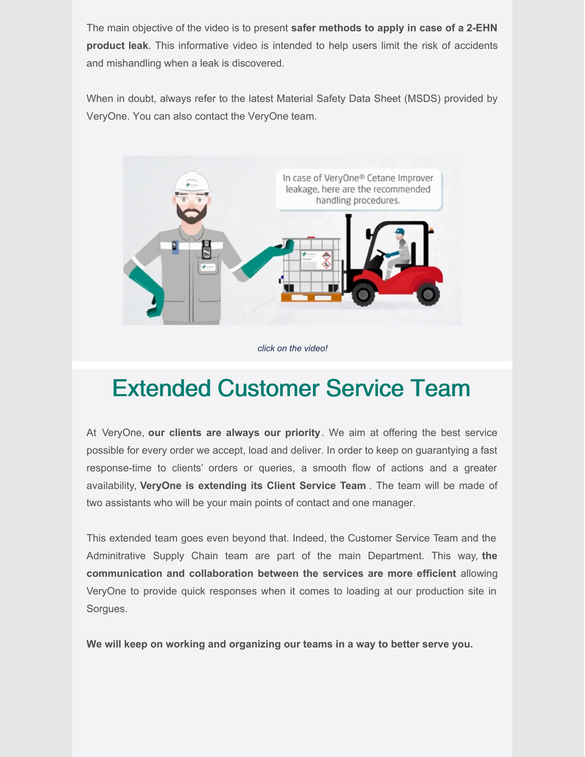The main objective of the video is to present **safer methods to apply in case of a 2-EHN product leak**. This informative video is intended to help users limit the risk of accidents and mishandling when a leak is discovered.

When in doubt, always refer to the latest Material Safety Data Sheet (MSDS) provided by VeryOne. You can also contact the VeryOne team.

*click on the video!*

# Extended Customer Service Team

At VeryOne, **our clients are always our priority**. We aim at offering the best service possible for every order we accept, load and deliver. In order to keep on guarantying a fast response-time to clients' orders or queries, a smooth flow of actions and a greater availability, **VeryOne is extending its Client Service Team** . The team will be made of two assistants who will be your main points of contact and one manager.

This extended team goes even beyond that. Indeed, the Customer Service Team and the Adminitrative Supply Chain team are part of the main Department. This way, **the communication and collaboration between the services are more efficient** allowing VeryOne to provide quick responses when it comes to loading at our production site in Sorgues.

**We will keep on working and organizing our teams in a way to better serve you.**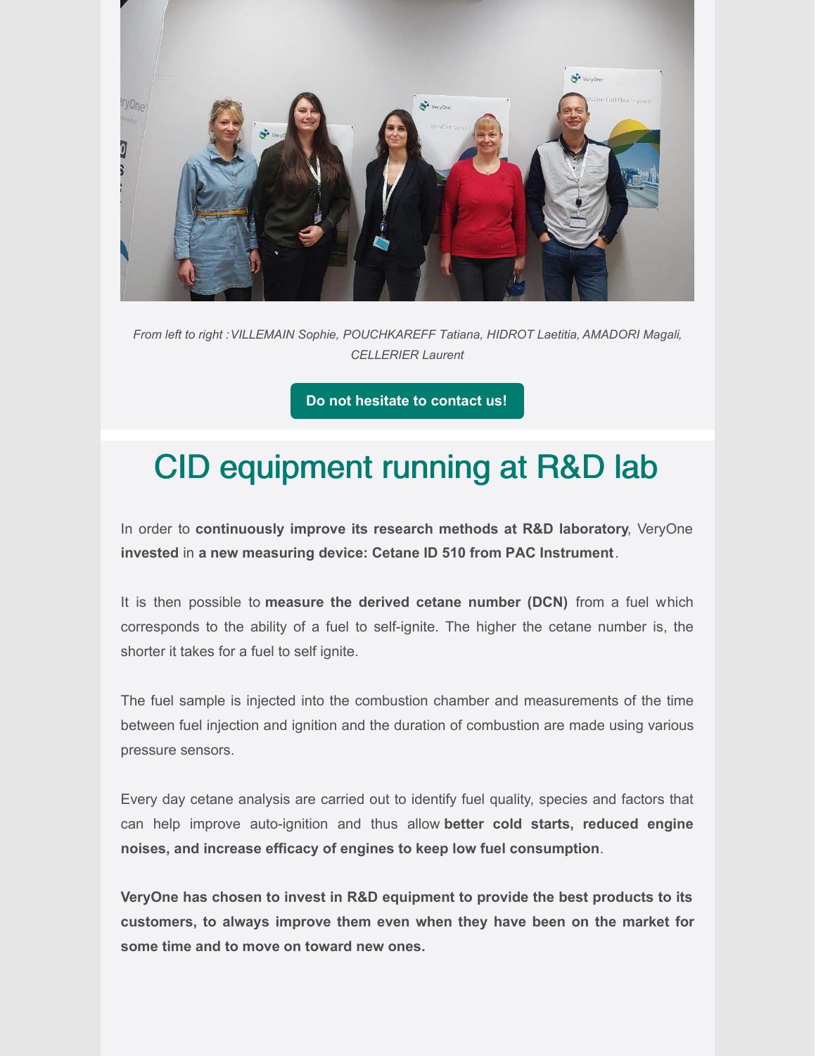*From left to right : VILLEMAIN Sophie, POUCHKAREFF Tatiana, HIDROT Laetitia, AMADORI Magali, CELLERIER Laurent*

**Do not hesitate to contact us!**

# CID equipment running at R&D lab

In order to **continuously improve its research methods at R&D laboratory**, VeryOne **invested** in **a new measuring device: Cetane ID 510 from PAC Instrument**.

It is then possible to **measure the derived cetane number (DCN)** from a fuel which corresponds to the ability of a fuel to self-ignite. The higher the cetane number is, the shorter it takes for a fuel to self ignite.

The fuel sample is injected into the combustion chamber and measurements of the time between fuel injection and ignition and the duration of combustion are made using various pressure sensors.

Every day cetane analysis are carried out to identify fuel quality, species and factors that can help improve auto-ignition and thus allow **better cold starts, reduced engine noises, and increase efficacy of engines to keep low fuel consumption**.

**VeryOne has chosen to invest in R&D equipment to provide the best products to its customers, to always improve them even when they have been on the market for some time and to move on toward new ones.**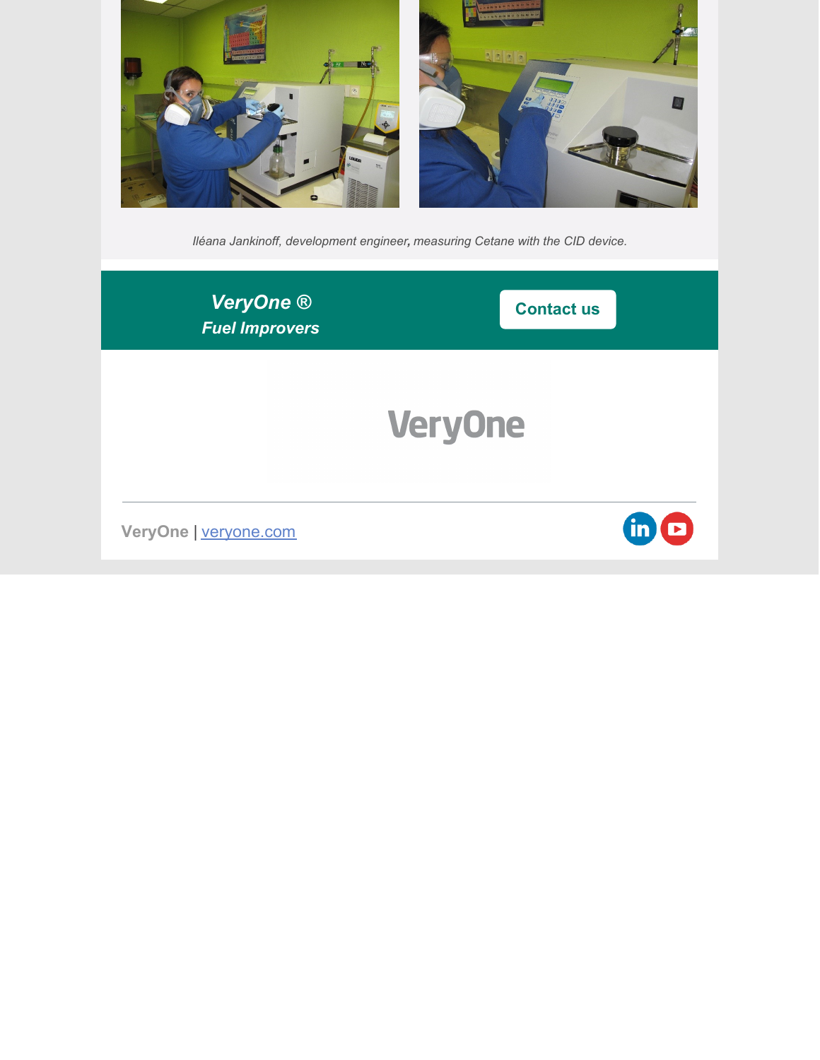*Iléana Jankinoff, development engineer, measuring Cetane with the CID device.*

***VeryOne ®***
***Fuel Improvers***

**Contact us**

VeryOne

**VeryOne** | veryone.com